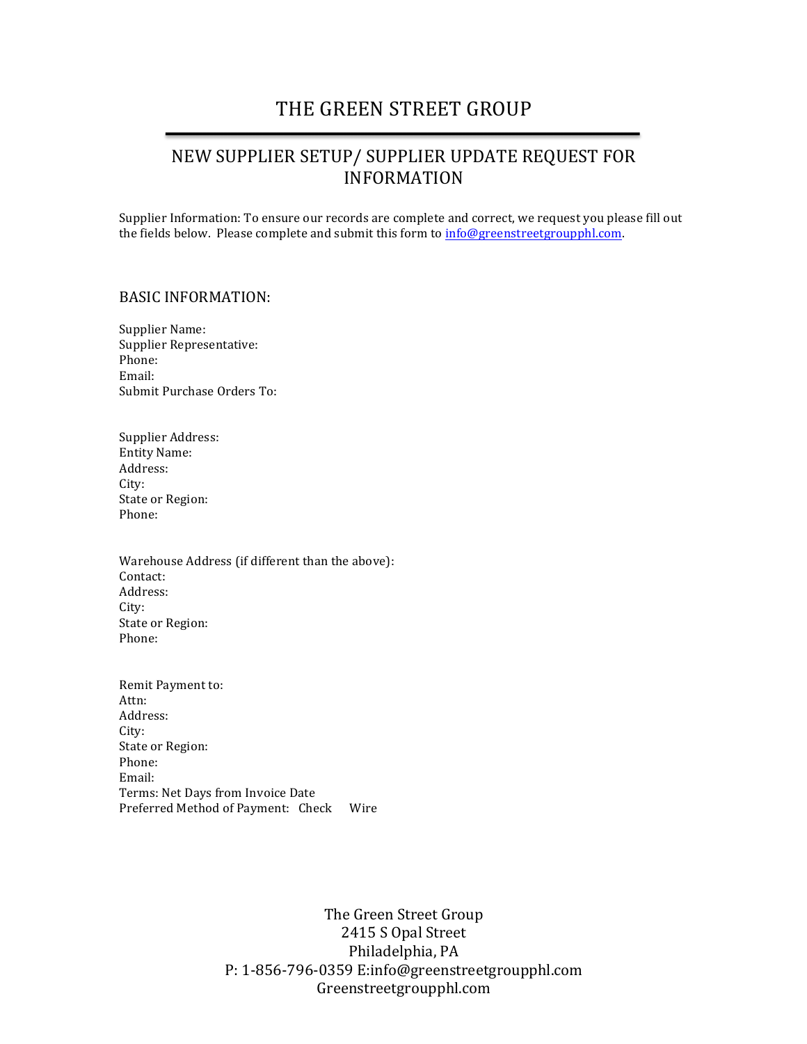# THE GREEN STREET GROUP

## NEW SUPPLIER SETUP/ SUPPLIER UPDATE REQUEST FOR INFORMATION

Supplier Information: To ensure our records are complete and correct, we request you please fill out the fields below. Please complete and submit this form to [info@greenstreetgroupphl.com](mailto:info@greenstreetgroupphl.com).

BASIC INFORMATION:

Supplier Name:
Supplier Representative:
Phone:
Email:
Submit Purchase Orders To:

Supplier Address:
Entity Name:
Address:
City:
State or Region:
Phone:

Warehouse Address (if different than the above):
Contact:
Address:
City:
State or Region:
Phone:

Remit Payment to:
Attn:
Address:
City:
State or Region:
Phone:
Email:
Terms: Net Days from Invoice Date
Preferred Method of Payment: Check Wire

The Green Street Group
2415 S Opal Street
Philadelphia, PA
P: 1-856-796-0359 E:info@greenstreetgroupphl.com
Greenstreetgroupphl.com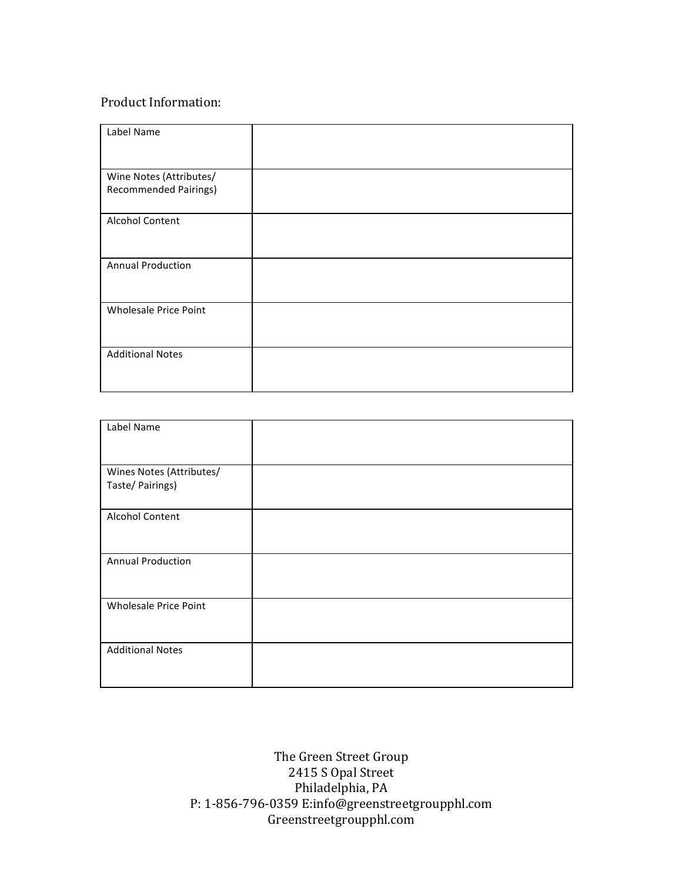Product Information:

| Label Name | |
|---|---|
| Wine Notes (Attributes/ Recommended Pairings) | |
| Alcohol Content | |
| Annual Production | |
| Wholesale Price Point | |
| Additional Notes | |

| Label Name | |
|---|---|
| Wines Notes (Attributes/ Taste/ Pairings) | |
| Alcohol Content | |
| Annual Production | |
| Wholesale Price Point | |
| Additional Notes | |

The Green Street Group
2415 S Opal Street
Philadelphia, PA
P: 1-856-796-0359 E:info@greenstreetgroupphl.com
Greenstreetgroupphl.com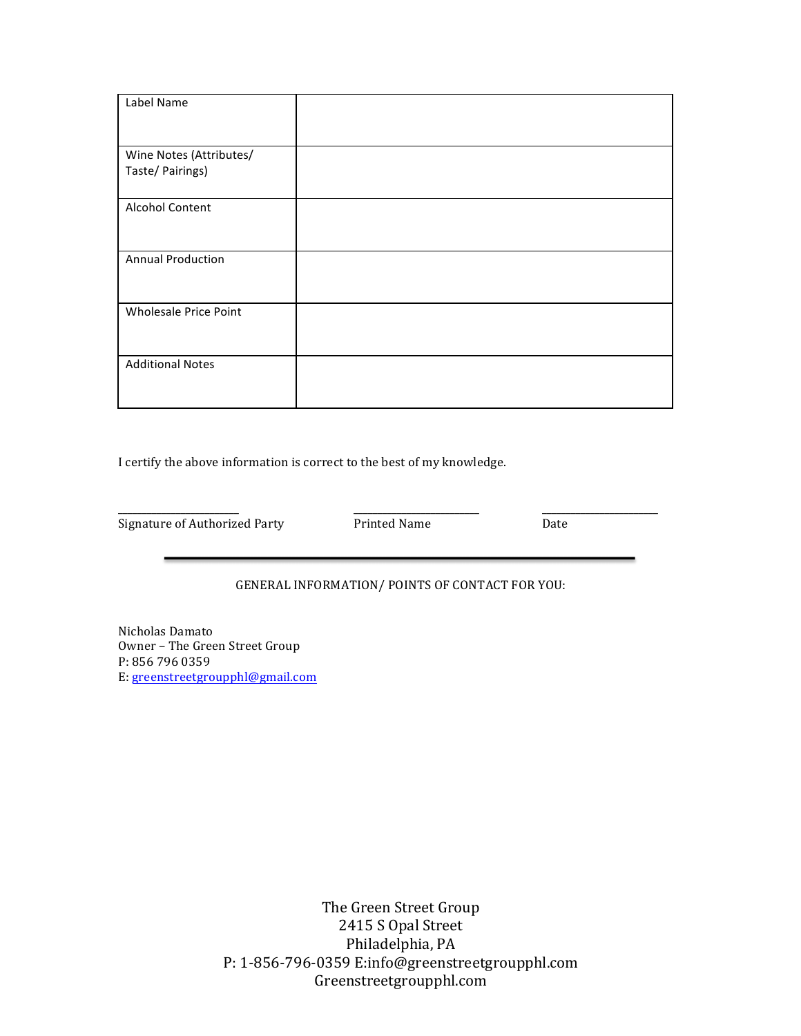| | |
|---|---|
| Label Name | |
| Wine Notes (Attributes/ Taste/ Pairings) | |
| Alcohol Content | |
| Annual Production | |
| Wholesale Price Point | |
| Additional Notes | |

I certify the above information is correct to the best of my knowledge.

_____________________ _____________________ _____________________

Signature of Authorized Party Printed Name Date

---

GENERAL INFORMATION/ POINTS OF CONTACT FOR YOU:

Nicholas Damato
Owner – The Green Street Group
P: 856 796 0359
E: greenstreetgroupphl@gmail.com

The Green Street Group
2415 S Opal Street
Philadelphia, PA
P: 1-856-796-0359 E:info@greenstreetgroupphl.com
Greenstreetgroupphl.com